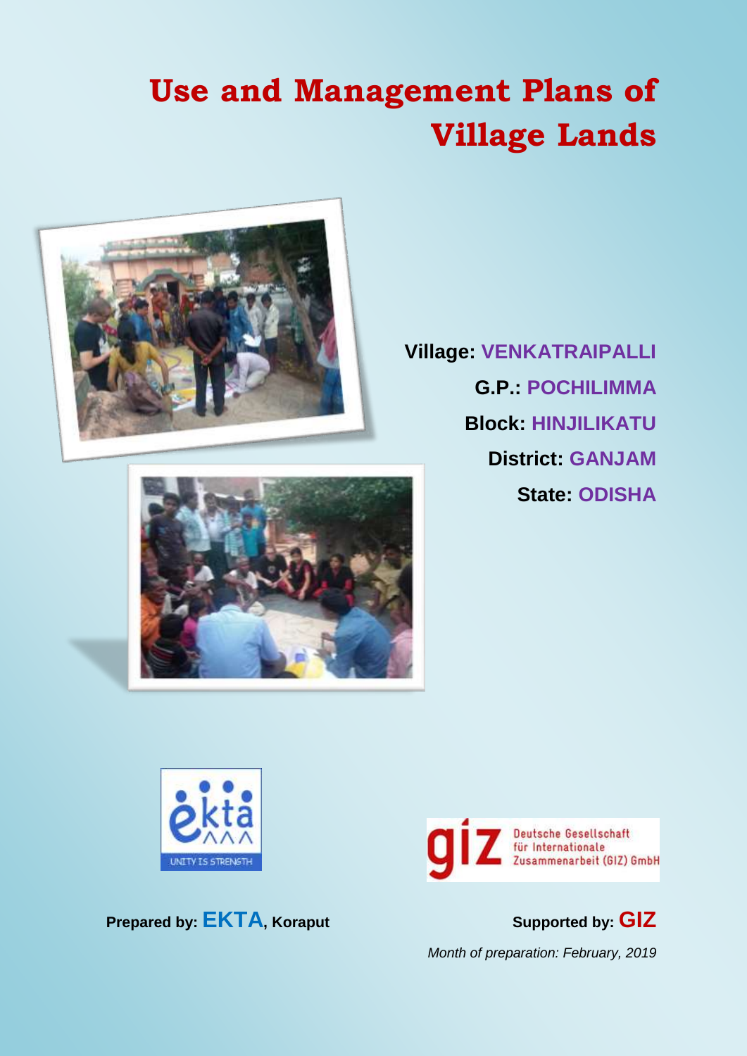# Use and Management Plans of Village Lands

**Village:** VENKATRAIPALLI

**G.P.:** POCHILIMMA

**Block:** HINJILIKATU

**District:** GANJAM

**State:** ODISHA

**Prepared by:** **EKTA**, Koraput

**Supported by:** **GIZ**

*Month of preparation: February, 2019*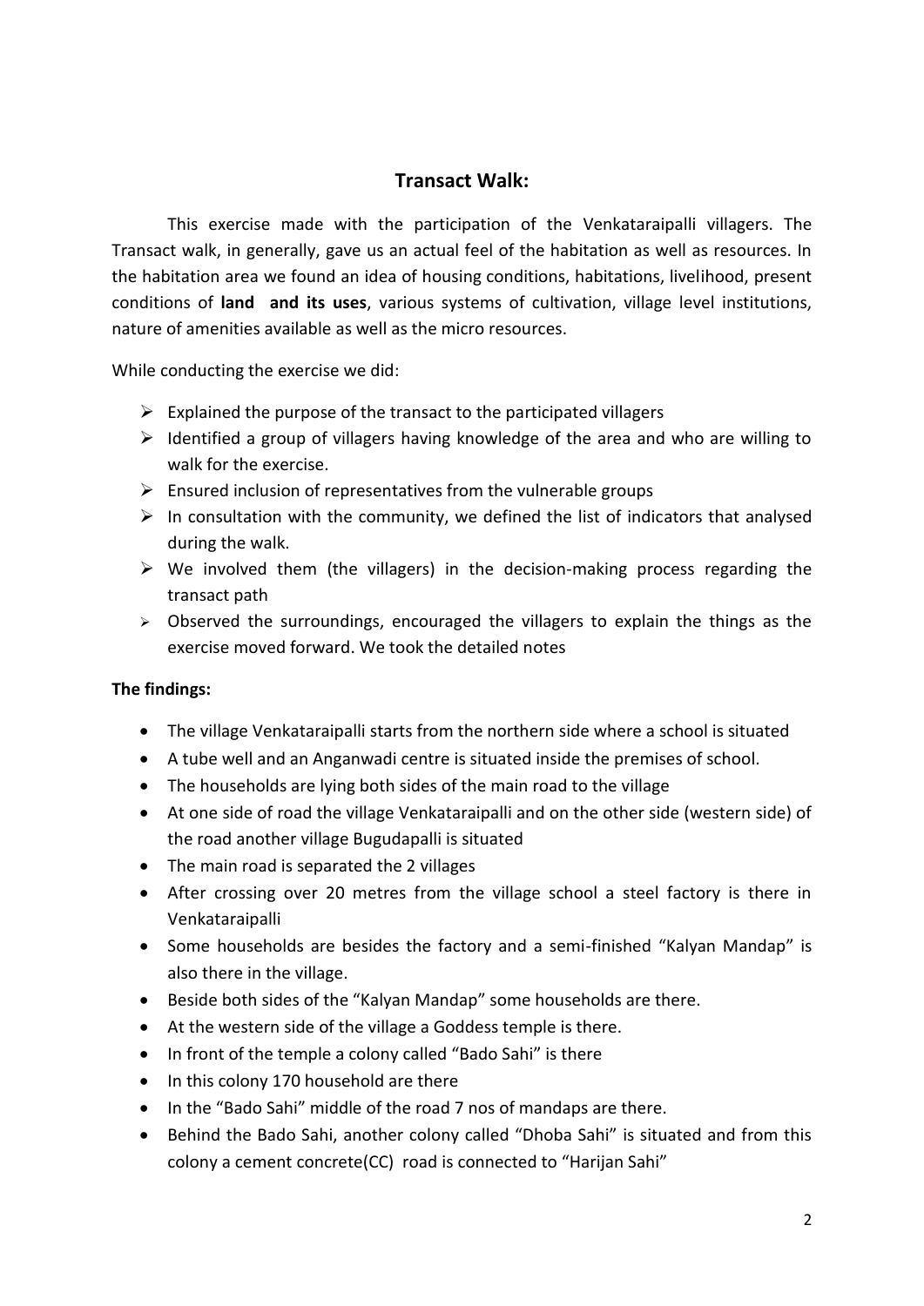## Transact Walk:

This exercise made with the participation of the Venkataraipalli villagers. The Transact walk, in generally, gave us an actual feel of the habitation as well as resources. In the habitation area we found an idea of housing conditions, habitations, livelihood, present conditions of **land and its uses**, various systems of cultivation, village level institutions, nature of amenities available as well as the micro resources.

While conducting the exercise we did:

- Explained the purpose of the transact to the participated villagers
- Identified a group of villagers having knowledge of the area and who are willing to walk for the exercise.
- Ensured inclusion of representatives from the vulnerable groups
- In consultation with the community, we defined the list of indicators that analysed during the walk.
- We involved them (the villagers) in the decision-making process regarding the transact path
- Observed the surroundings, encouraged the villagers to explain the things as the exercise moved forward. We took the detailed notes

**The findings:**

- The village Venkataraipalli starts from the northern side where a school is situated
- A tube well and an Anganwadi centre is situated inside the premises of school.
- The households are lying both sides of the main road to the village
- At one side of road the village Venkataraipalli and on the other side (western side) of the road another village Bugudapalli is situated
- The main road is separated the 2 villages
- After crossing over 20 metres from the village school a steel factory is there in Venkataraipalli
- Some households are besides the factory and a semi-finished "Kalyan Mandap" is also there in the village.
- Beside both sides of the "Kalyan Mandap" some households are there.
- At the western side of the village a Goddess temple is there.
- In front of the temple a colony called "Bado Sahi" is there
- In this colony 170 household are there
- In the "Bado Sahi" middle of the road 7 nos of mandaps are there.
- Behind the Bado Sahi, another colony called "Dhoba Sahi" is situated and from this colony a cement concrete(CC) road is connected to "Harijan Sahi"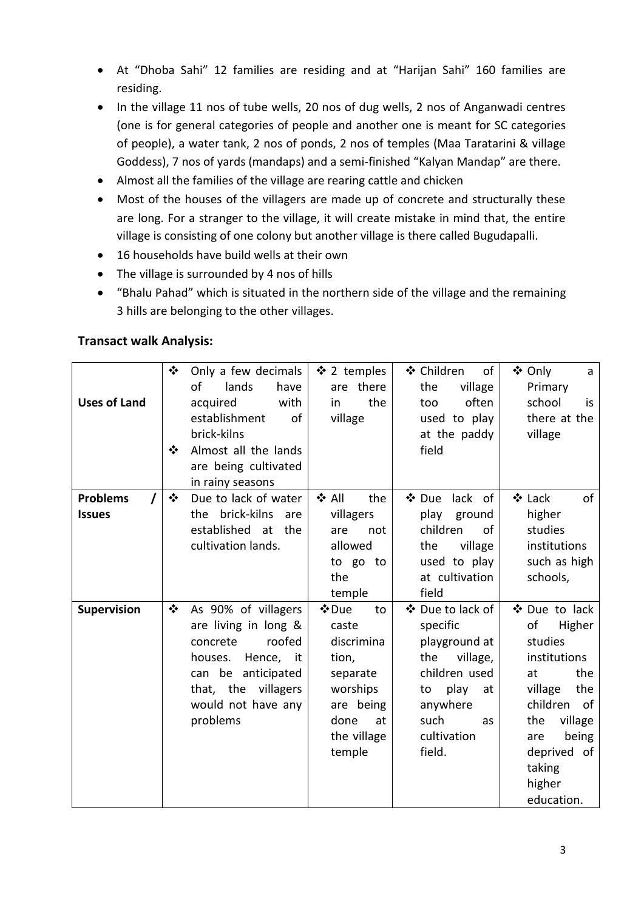- At "Dhoba Sahi" 12 families are residing and at "Harijan Sahi" 160 families are residing.
- In the village 11 nos of tube wells, 20 nos of dug wells, 2 nos of Anganwadi centres (one is for general categories of people and another one is meant for SC categories of people), a water tank, 2 nos of ponds, 2 nos of temples (Maa Taratarini & village Goddess), 7 nos of yards (mandaps) and a semi-finished "Kalyan Mandap" are there.
- Almost all the families of the village are rearing cattle and chicken
- Most of the houses of the villagers are made up of concrete and structurally these are long. For a stranger to the village, it will create mistake in mind that, the entire village is consisting of one colony but another village is there called Bugudapalli.
- 16 households have build wells at their own
- The village is surrounded by 4 nos of hills
- "Bhalu Pahad" which is situated in the northern side of the village and the remaining 3 hills are belonging to the other villages.

**Transact walk Analysis:**

| | | | | |
|---|---|---|---|---|
| **Uses of Land** | ❖ Only a few decimals of lands have acquired with establishment of brick-kilns<br>❖ Almost all the lands are being cultivated in rainy seasons | ❖ 2 temples are there in the village | ❖ Children of the village too often used to play at the paddy field | ❖ Only a Primary school is there at the village |
| **Problems / Issues** | ❖ Due to lack of water the brick-kilns are established at the cultivation lands. | ❖ All the villagers are not allowed to go to the temple | ❖ Due lack of play ground children of the village used to play at cultivation field | ❖ Lack of higher studies institutions such as high schools, |
| **Supervision** | ❖ As 90% of villagers are living in long & concrete roofed houses. Hence, it can be anticipated that, the villagers would not have any problems | ❖ Due to caste discrimination, separate worships are being done at the village temple | ❖ Due to lack of specific playground at the village, children used to play at anywhere such as cultivation field. | ❖ Due to lack of Higher studies institutions at the village the children of the village are being deprived of taking higher education. |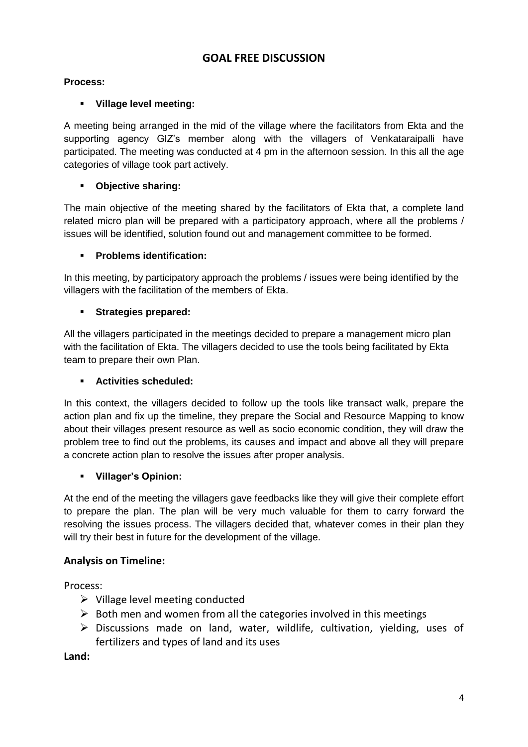## GOAL FREE DISCUSSION

**Process:**

- **Village level meeting:**

A meeting being arranged in the mid of the village where the facilitators from Ekta and the supporting agency GIZ's member along with the villagers of Venkataraipalli have participated. The meeting was conducted at 4 pm in the afternoon session. In this all the age categories of village took part actively.

- **Objective sharing:**

The main objective of the meeting shared by the facilitators of Ekta that, a complete land related micro plan will be prepared with a participatory approach, where all the problems / issues will be identified, solution found out and management committee to be formed.

- **Problems identification:**

In this meeting, by participatory approach the problems / issues were being identified by the villagers with the facilitation of the members of Ekta.

- **Strategies prepared:**

All the villagers participated in the meetings decided to prepare a management micro plan with the facilitation of Ekta. The villagers decided to use the tools being facilitated by Ekta team to prepare their own Plan.

- **Activities scheduled:**

In this context, the villagers decided to follow up the tools like transact walk, prepare the action plan and fix up the timeline, they prepare the Social and Resource Mapping to know about their villages present resource as well as socio economic condition, they will draw the problem tree to find out the problems, its causes and impact and above all they will prepare a concrete action plan to resolve the issues after proper analysis.

- **Villager's Opinion:**

At the end of the meeting the villagers gave feedbacks like they will give their complete effort to prepare the plan. The plan will be very much valuable for them to carry forward the resolving the issues process. The villagers decided that, whatever comes in their plan they will try their best in future for the development of the village.

### Analysis on Timeline:

Process:

- Village level meeting conducted
- Both men and women from all the categories involved in this meetings
- Discussions made on land, water, wildlife, cultivation, yielding, uses of fertilizers and types of land and its uses

**Land:**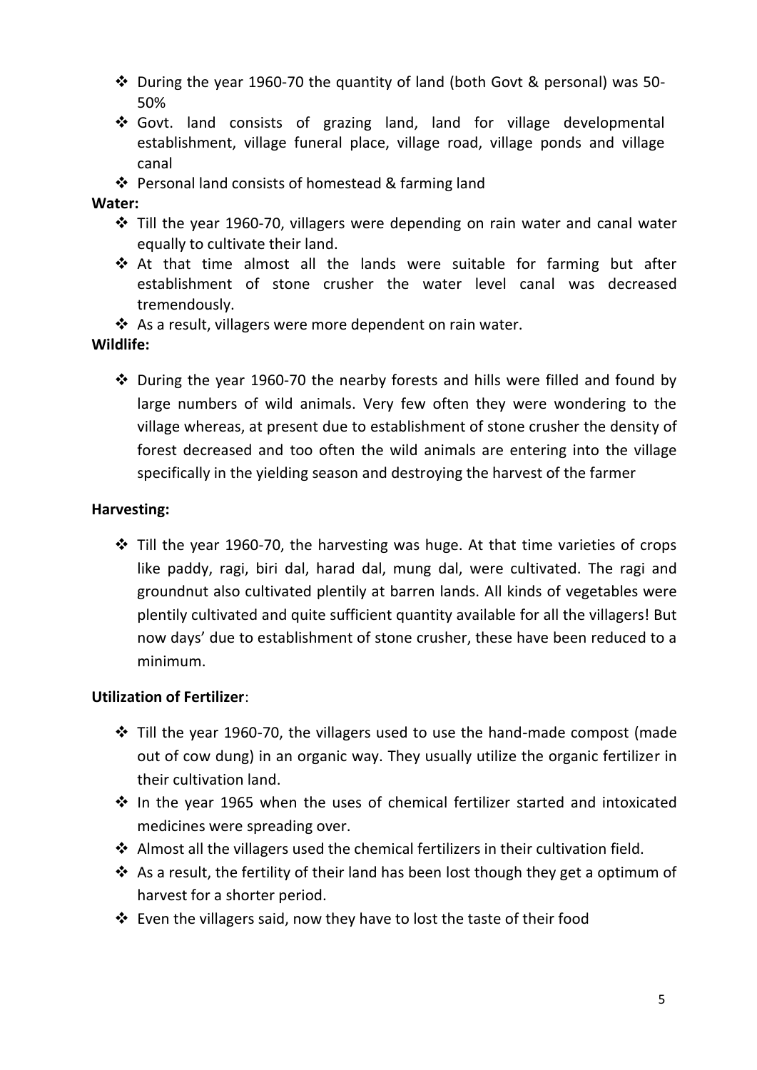- During the year 1960-70 the quantity of land (both Govt & personal) was 50-50%
- Govt. land consists of grazing land, land for village developmental establishment, village funeral place, village road, village ponds and village canal
- Personal land consists of homestead & farming land

**Water:**

- Till the year 1960-70, villagers were depending on rain water and canal water equally to cultivate their land.
- At that time almost all the lands were suitable for farming but after establishment of stone crusher the water level canal was decreased tremendously.
- As a result, villagers were more dependent on rain water.

**Wildlife:**

- During the year 1960-70 the nearby forests and hills were filled and found by large numbers of wild animals. Very few often they were wondering to the village whereas, at present due to establishment of stone crusher the density of forest decreased and too often the wild animals are entering into the village specifically in the yielding season and destroying the harvest of the farmer

**Harvesting:**

- Till the year 1960-70, the harvesting was huge. At that time varieties of crops like paddy, ragi, biri dal, harad dal, mung dal, were cultivated. The ragi and groundnut also cultivated plentily at barren lands. All kinds of vegetables were plentily cultivated and quite sufficient quantity available for all the villagers! But now days' due to establishment of stone crusher, these have been reduced to a minimum.

**Utilization of Fertilizer**:

- Till the year 1960-70, the villagers used to use the hand-made compost (made out of cow dung) in an organic way. They usually utilize the organic fertilizer in their cultivation land.
- In the year 1965 when the uses of chemical fertilizer started and intoxicated medicines were spreading over.
- Almost all the villagers used the chemical fertilizers in their cultivation field.
- As a result, the fertility of their land has been lost though they get a optimum of harvest for a shorter period.
- Even the villagers said, now they have to lost the taste of their food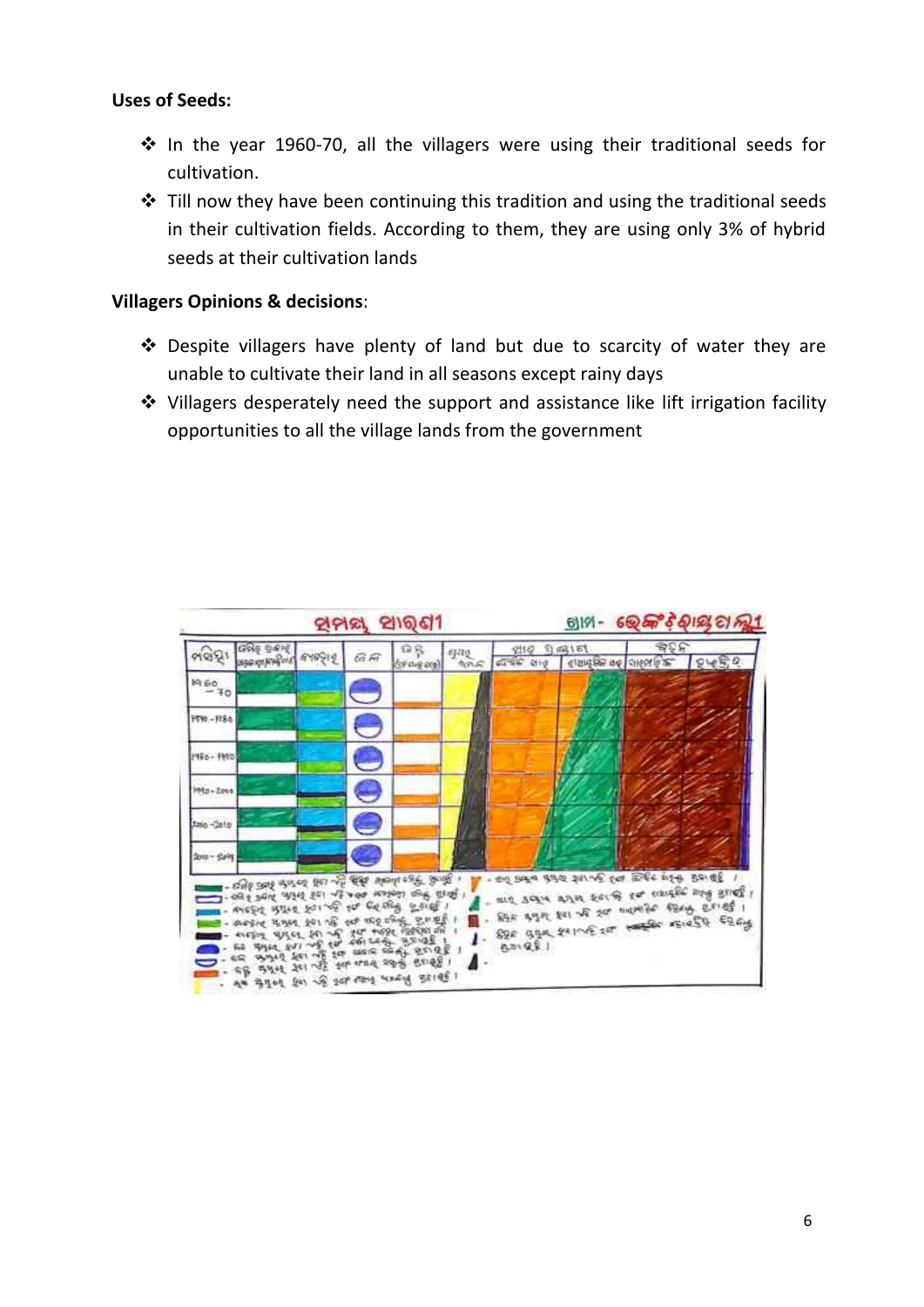**Uses of Seeds:**

- In the year 1960-70, all the villagers were using their traditional seeds for cultivation.
- Till now they have been continuing this tradition and using the traditional seeds in their cultivation fields. According to them, they are using only 3% of hybrid seeds at their cultivation lands

**Villagers Opinions & decisions**:

- Despite villagers have plenty of land but due to scarcity of water they are unable to cultivate their land in all seasons except rainy days
- Villagers desperately need the support and assistance like lift irrigation facility opportunities to all the village lands from the government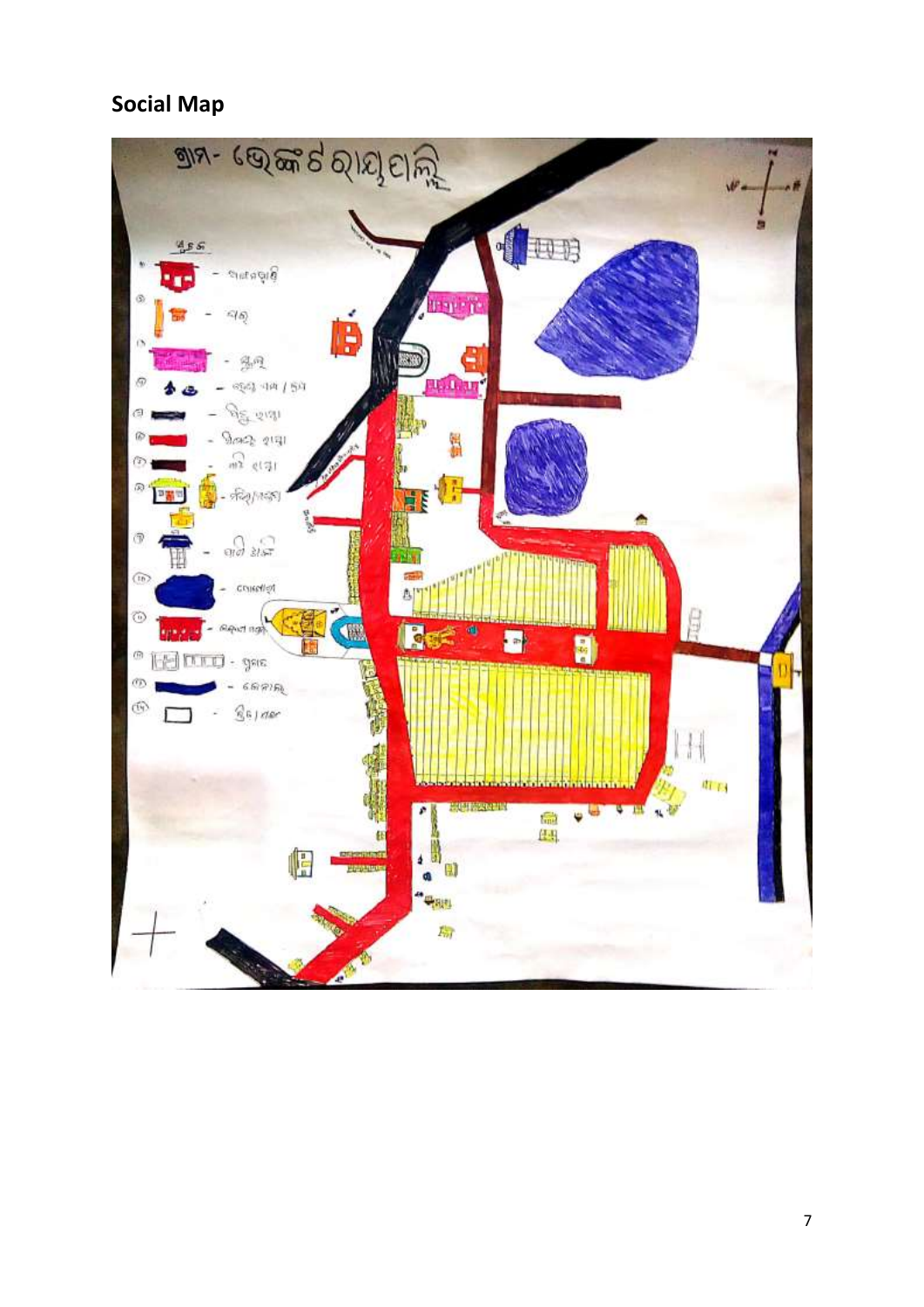## Social Map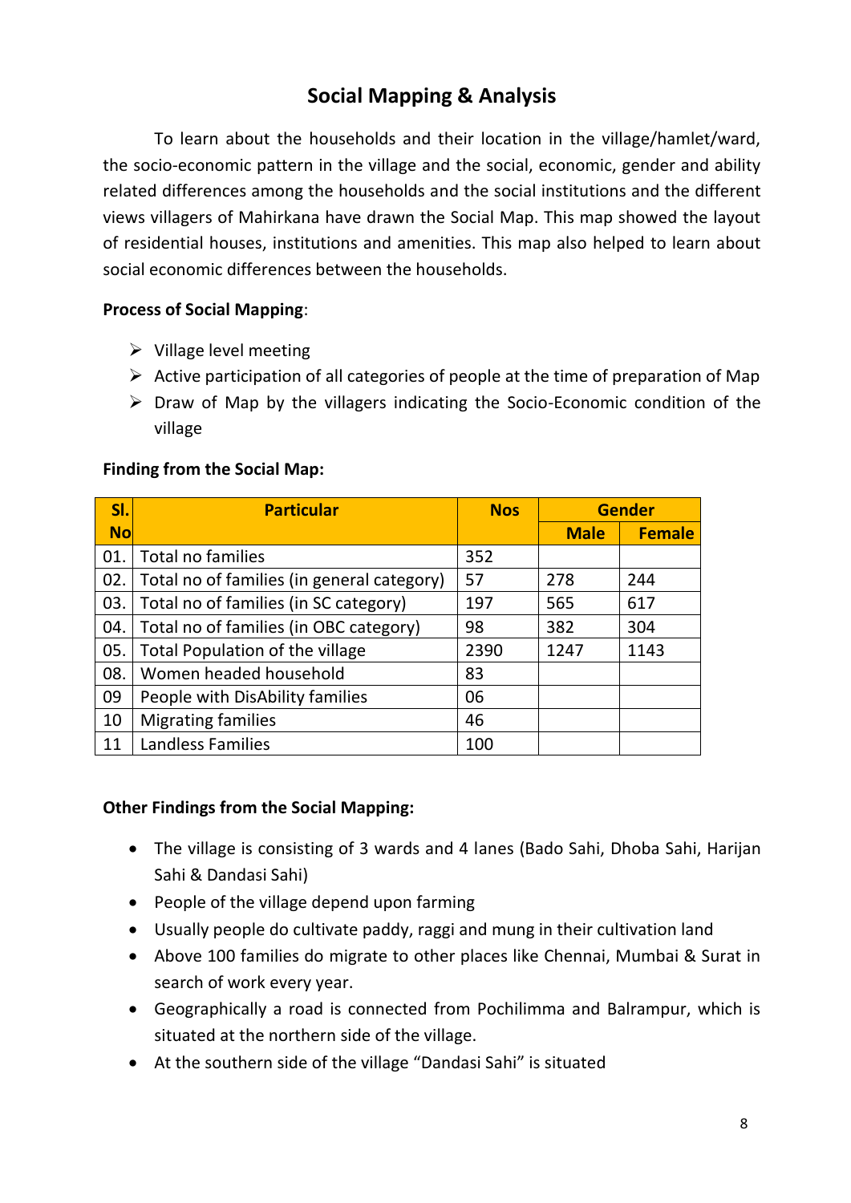## Social Mapping & Analysis

To learn about the households and their location in the village/hamlet/ward, the socio-economic pattern in the village and the social, economic, gender and ability related differences among the households and the social institutions and the different views villagers of Mahirkana have drawn the Social Map. This map showed the layout of residential houses, institutions and amenities. This map also helped to learn about social economic differences between the households.

**Process of Social Mapping**:

- Village level meeting
- Active participation of all categories of people at the time of preparation of Map
- Draw of Map by the villagers indicating the Socio-Economic condition of the village

**Finding from the Social Map:**

| Sl. No | Particular | Nos | Gender | |
|---|---|---|---|---|
| | | | Male | Female |
| 01. | Total no families | 352 | | |
| 02. | Total no of families (in general category) | 57 | 278 | 244 |
| 03. | Total no of families (in SC category) | 197 | 565 | 617 |
| 04. | Total no of families (in OBC category) | 98 | 382 | 304 |
| 05. | Total Population of the village | 2390 | 1247 | 1143 |
| 08. | Women headed household | 83 | | |
| 09 | People with DisAbility families | 06 | | |
| 10 | Migrating families | 46 | | |
| 11 | Landless Families | 100 | | |

**Other Findings from the Social Mapping:**

- The village is consisting of 3 wards and 4 lanes (Bado Sahi, Dhoba Sahi, Harijan Sahi & Dandasi Sahi)
- People of the village depend upon farming
- Usually people do cultivate paddy, raggi and mung in their cultivation land
- Above 100 families do migrate to other places like Chennai, Mumbai & Surat in search of work every year.
- Geographically a road is connected from Pochilimma and Balrampur, which is situated at the northern side of the village.
- At the southern side of the village "Dandasi Sahi" is situated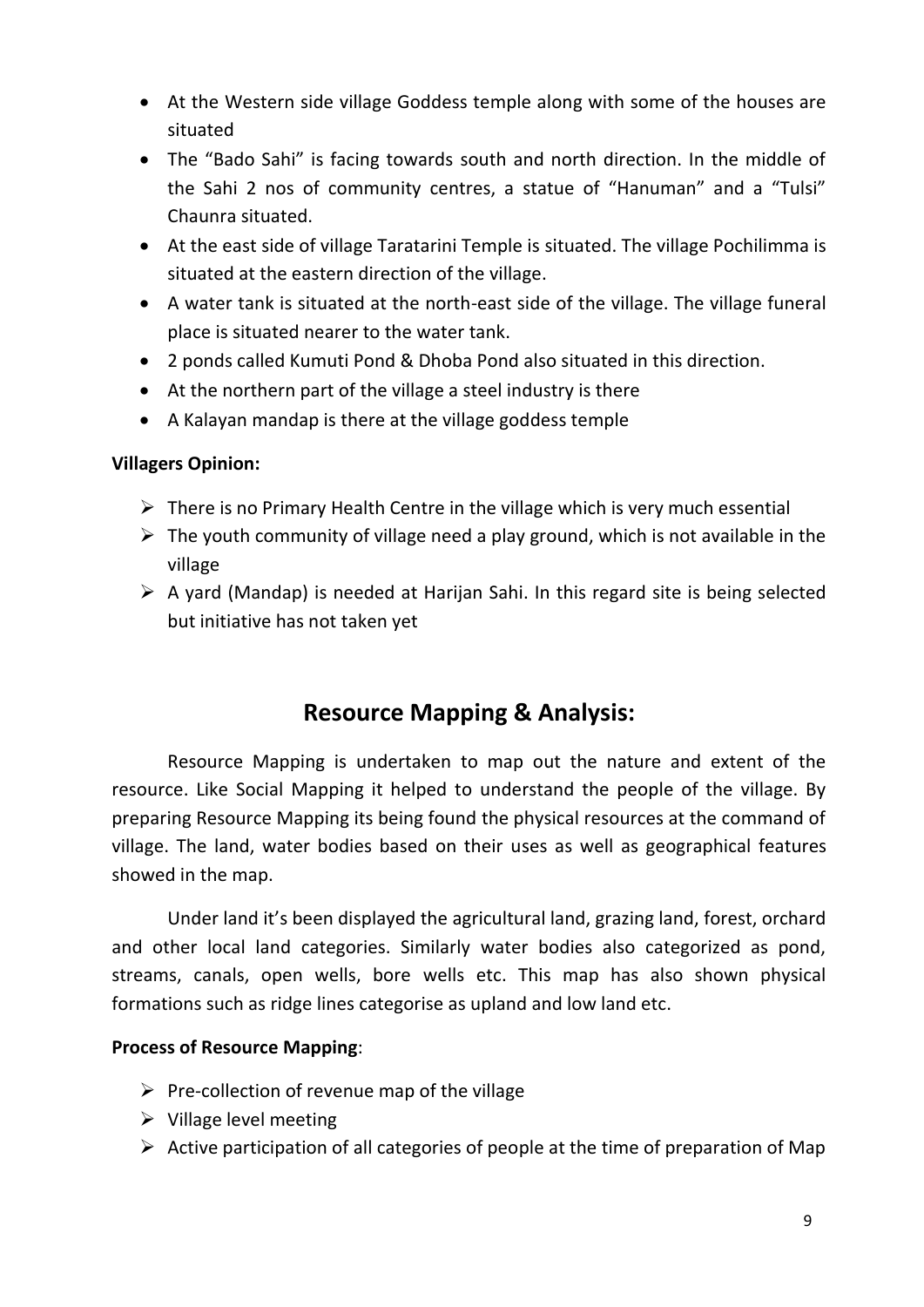- At the Western side village Goddess temple along with some of the houses are situated
- The "Bado Sahi" is facing towards south and north direction. In the middle of the Sahi 2 nos of community centres, a statue of "Hanuman" and a "Tulsi" Chaunra situated.
- At the east side of village Taratarini Temple is situated. The village Pochilimma is situated at the eastern direction of the village.
- A water tank is situated at the north-east side of the village. The village funeral place is situated nearer to the water tank.
- 2 ponds called Kumuti Pond & Dhoba Pond also situated in this direction.
- At the northern part of the village a steel industry is there
- A Kalayan mandap is there at the village goddess temple

**Villagers Opinion:**

- There is no Primary Health Centre in the village which is very much essential
- The youth community of village need a play ground, which is not available in the village
- A yard (Mandap) is needed at Harijan Sahi. In this regard site is being selected but initiative has not taken yet

## Resource Mapping & Analysis:

Resource Mapping is undertaken to map out the nature and extent of the resource. Like Social Mapping it helped to understand the people of the village. By preparing Resource Mapping its being found the physical resources at the command of village. The land, water bodies based on their uses as well as geographical features showed in the map.

Under land it's been displayed the agricultural land, grazing land, forest, orchard and other local land categories. Similarly water bodies also categorized as pond, streams, canals, open wells, bore wells etc. This map has also shown physical formations such as ridge lines categorise as upland and low land etc.

**Process of Resource Mapping**:

- Pre-collection of revenue map of the village
- Village level meeting
- Active participation of all categories of people at the time of preparation of Map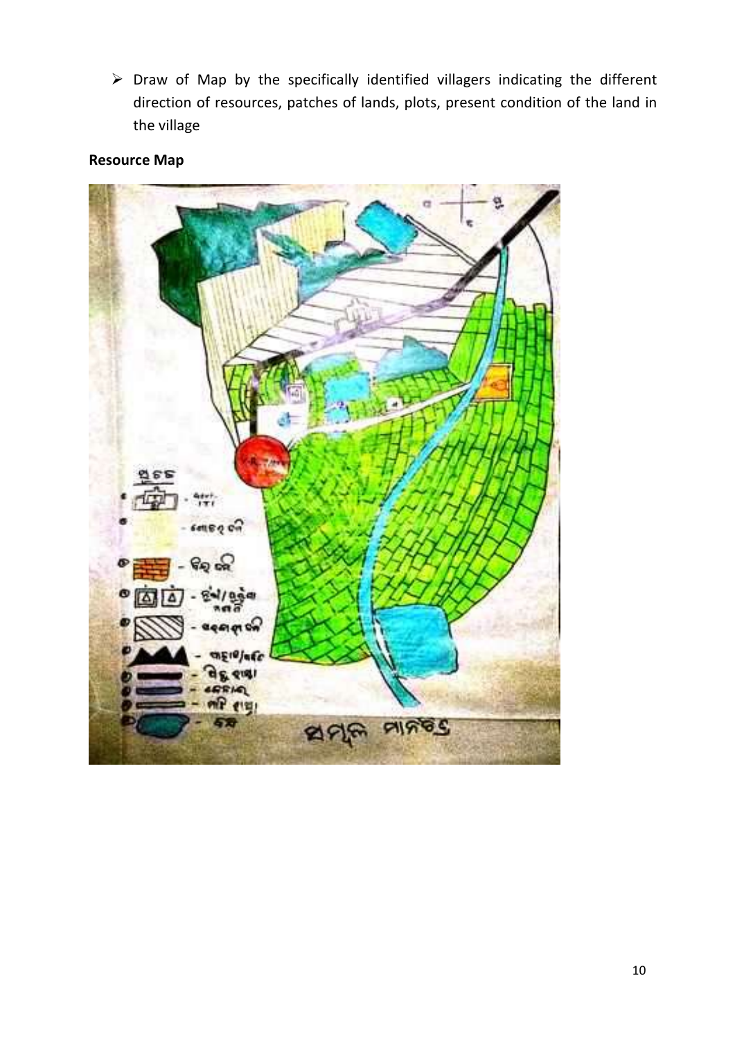- Draw of Map by the specifically identified villagers indicating the different direction of resources, patches of lands, plots, present condition of the land in the village

**Resource Map**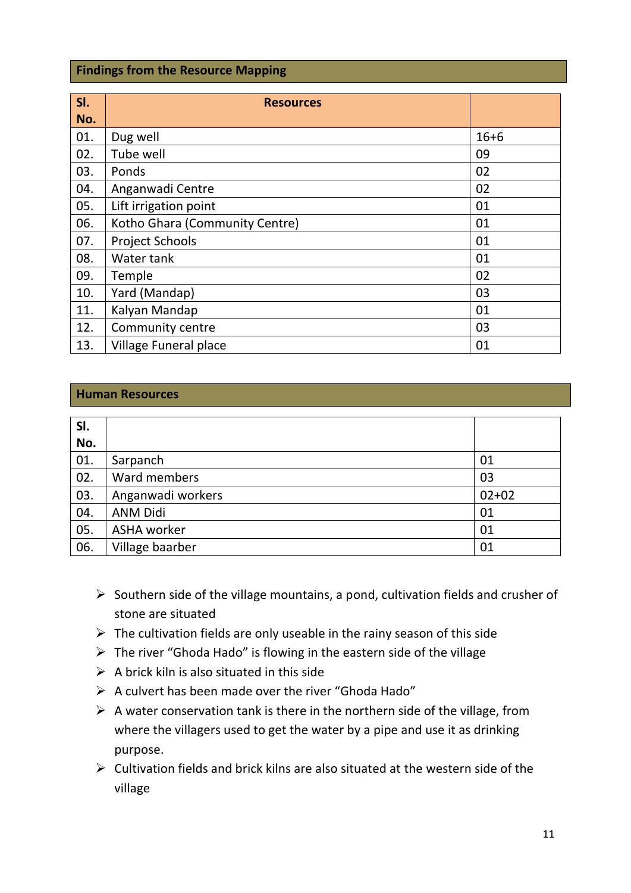## Findings from the Resource Mapping

| Sl. No. | Resources | |
|---|---|---|
| 01. | Dug well | 16+6 |
| 02. | Tube well | 09 |
| 03. | Ponds | 02 |
| 04. | Anganwadi Centre | 02 |
| 05. | Lift irrigation point | 01 |
| 06. | Kotho Ghara (Community Centre) | 01 |
| 07. | Project Schools | 01 |
| 08. | Water tank | 01 |
| 09. | Temple | 02 |
| 10. | Yard (Mandap) | 03 |
| 11. | Kalyan Mandap | 01 |
| 12. | Community centre | 03 |
| 13. | Village Funeral place | 01 |

## Human Resources

| Sl. No. | | |
|---|---|---|
| 01. | Sarpanch | 01 |
| 02. | Ward members | 03 |
| 03. | Anganwadi workers | 02+02 |
| 04. | ANM Didi | 01 |
| 05. | ASHA worker | 01 |
| 06. | Village baarber | 01 |

- Southern side of the village mountains, a pond, cultivation fields and crusher of stone are situated
- The cultivation fields are only useable in the rainy season of this side
- The river "Ghoda Hado" is flowing in the eastern side of the village
- A brick kiln is also situated in this side
- A culvert has been made over the river "Ghoda Hado"
- A water conservation tank is there in the northern side of the village, from where the villagers used to get the water by a pipe and use it as drinking purpose.
- Cultivation fields and brick kilns are also situated at the western side of the village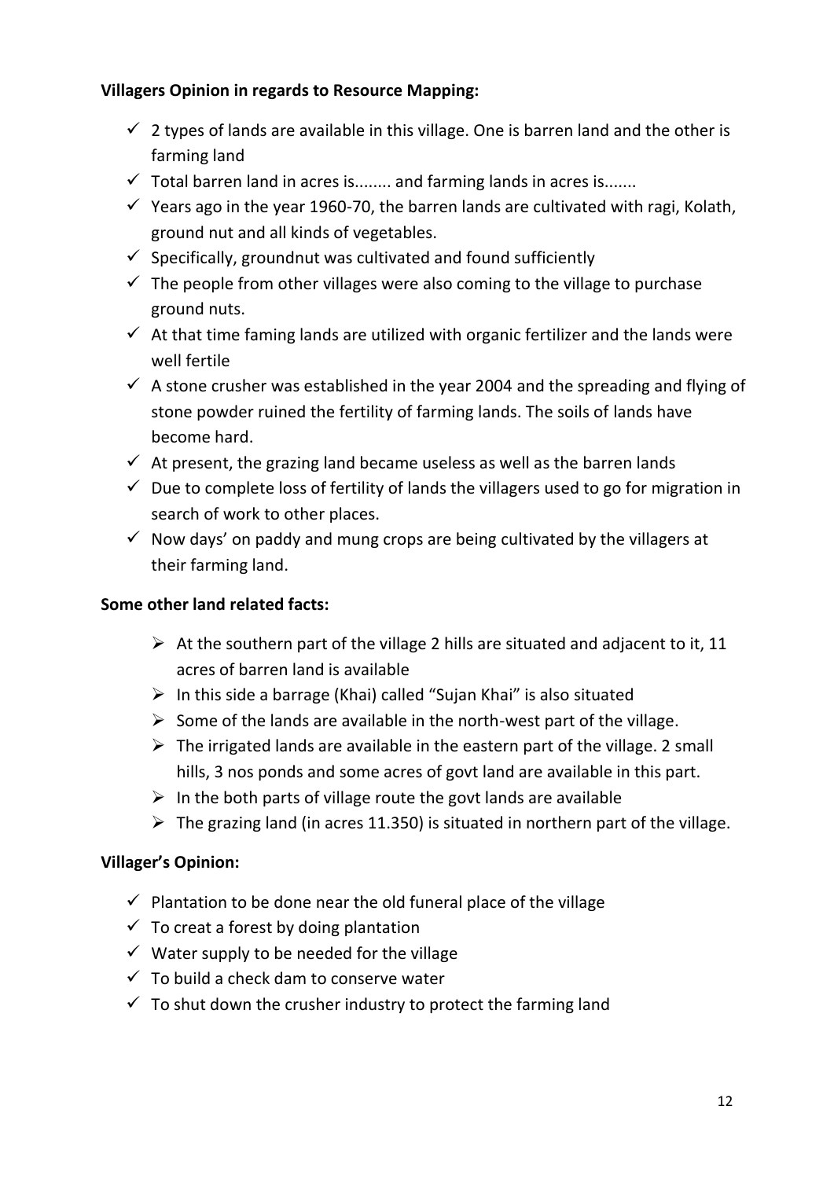**Villagers Opinion in regards to Resource Mapping:**

- ✓ 2 types of lands are available in this village. One is barren land and the other is farming land
- ✓ Total barren land in acres is........ and farming lands in acres is.......
- ✓ Years ago in the year 1960-70, the barren lands are cultivated with ragi, Kolath, ground nut and all kinds of vegetables.
- ✓ Specifically, groundnut was cultivated and found sufficiently
- ✓ The people from other villages were also coming to the village to purchase ground nuts.
- ✓ At that time faming lands are utilized with organic fertilizer and the lands were well fertile
- ✓ A stone crusher was established in the year 2004 and the spreading and flying of stone powder ruined the fertility of farming lands. The soils of lands have become hard.
- ✓ At present, the grazing land became useless as well as the barren lands
- ✓ Due to complete loss of fertility of lands the villagers used to go for migration in search of work to other places.
- ✓ Now days' on paddy and mung crops are being cultivated by the villagers at their farming land.

**Some other land related facts:**

- ➢ At the southern part of the village 2 hills are situated and adjacent to it, 11 acres of barren land is available
- ➢ In this side a barrage (Khai) called "Sujan Khai" is also situated
- ➢ Some of the lands are available in the north-west part of the village.
- ➢ The irrigated lands are available in the eastern part of the village. 2 small hills, 3 nos ponds and some acres of govt land are available in this part.
- ➢ In the both parts of village route the govt lands are available
- ➢ The grazing land (in acres 11.350) is situated in northern part of the village.

**Villager's Opinion:**

- ✓ Plantation to be done near the old funeral place of the village
- ✓ To creat a forest by doing plantation
- ✓ Water supply to be needed for the village
- ✓ To build a check dam to conserve water
- ✓ To shut down the crusher industry to protect the farming land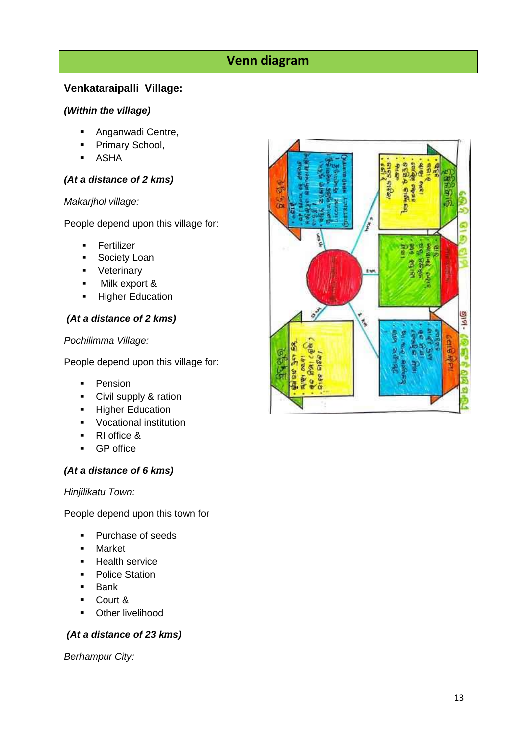## Venn diagram

### Venkataraipalli Village:

***(Within the village)***

- Anganwadi Centre,
- Primary School,
- ASHA

***(At a distance of 2 kms)***

*Makarjhol village:*

People depend upon this village for:

- Fertilizer
- Society Loan
- Veterinary
- Milk export &
- Higher Education

***(At a distance of 2 kms)***

*Pochilimma Village:*

People depend upon this village for:

- Pension
- Civil supply & ration
- Higher Education
- Vocational institution
- RI office &
- GP office

***(At a distance of 6 kms)***

*Hinjilikatu Town:*

People depend upon this town for

- Purchase of seeds
- Market
- Health service
- Police Station
- Bank
- Court &
- Other livelihood

***(At a distance of 23 kms)***

*Berhampur City:*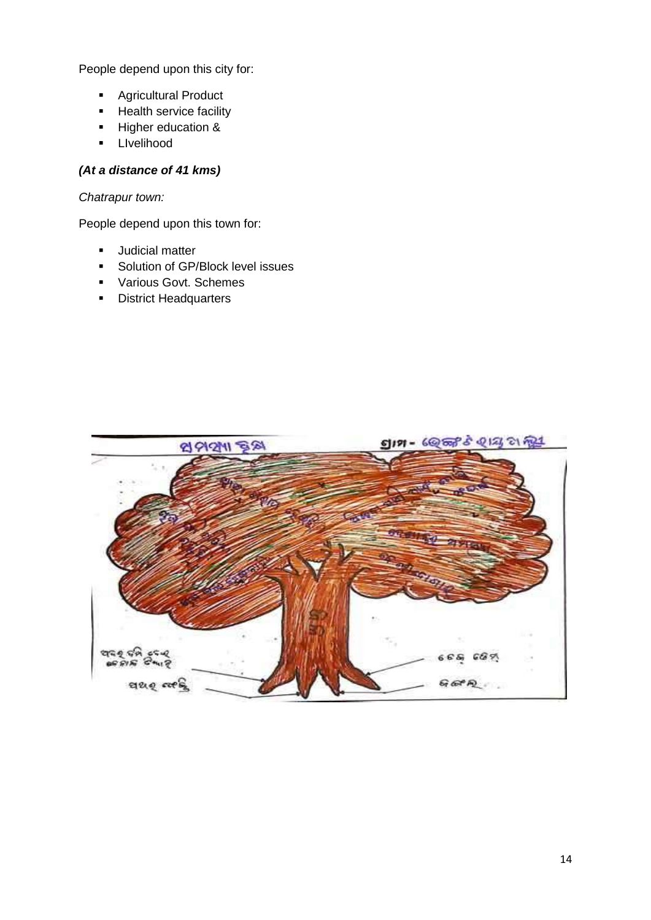People depend upon this city for:

- Agricultural Product
- Health service facility
- Higher education &
- LIvelihood

***(At a distance of 41 kms)***

*Chatrapur town:*

People depend upon this town for:

- Judicial matter
- Solution of GP/Block level issues
- Various Govt. Schemes
- District Headquarters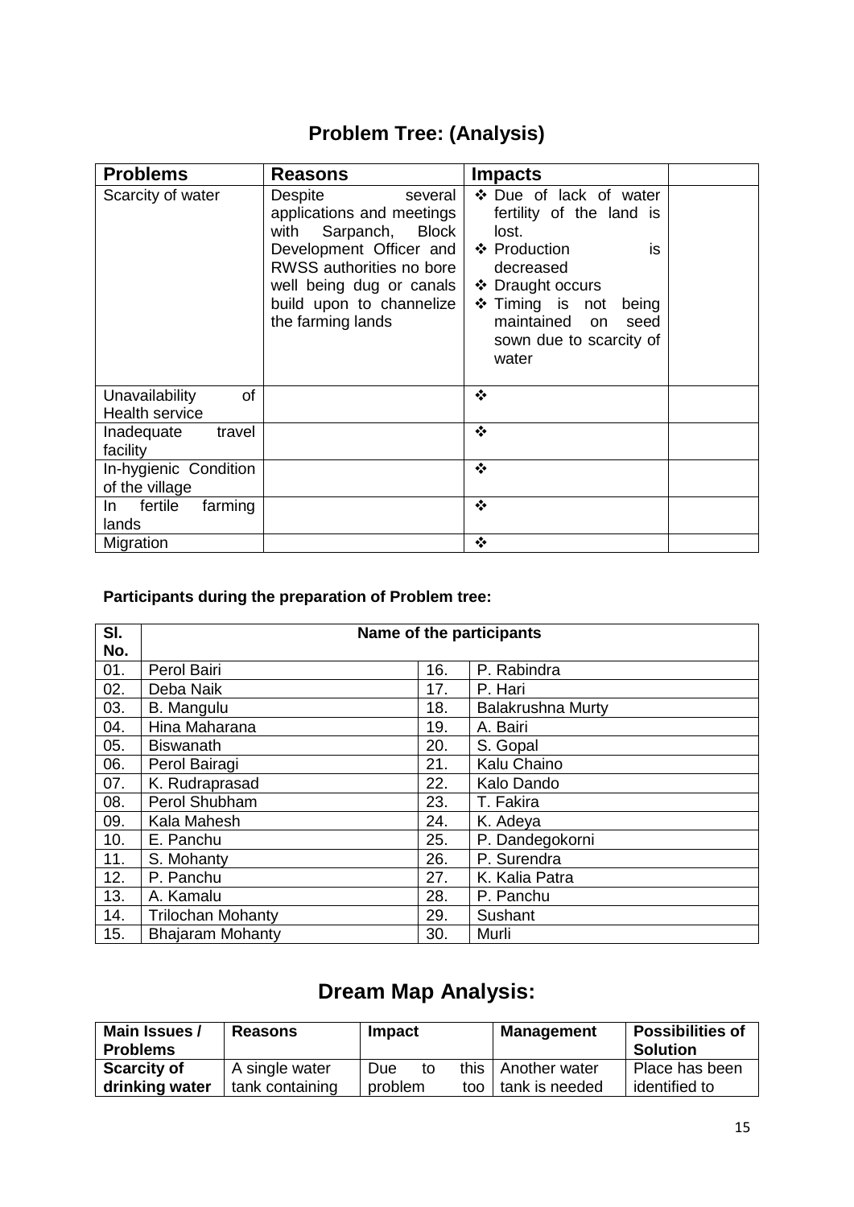## Problem Tree: (Analysis)

| Problems | Reasons | Impacts | |
|---|---|---|---|
| Scarcity of water | Despite several applications and meetings with Sarpanch, Block Development Officer and RWSS authorities no bore well being dug or canals build upon to channelize the farming lands | ❖ Due of lack of water fertility of the land is lost.<br>❖ Production is decreased<br>❖ Draught occurs<br>❖ Timing is not being maintained on seed sown due to scarcity of water | |
| Unavailability of Health service | | ❖ | |
| Inadequate travel facility | | ❖ | |
| In-hygienic Condition of the village | | ❖ | |
| In fertile farming lands | | ❖ | |
| Migration | | ❖ | |

**Participants during the preparation of Problem tree:**

| Sl. No. | Name of the participants | | |
|---|---|---|---|
| 01. | Perol Bairi | 16. | P. Rabindra |
| 02. | Deba Naik | 17. | P. Hari |
| 03. | B. Mangulu | 18. | Balakrushna Murty |
| 04. | Hina Maharana | 19. | A. Bairi |
| 05. | Biswanath | 20. | S. Gopal |
| 06. | Perol Bairagi | 21. | Kalu Chaino |
| 07. | K. Rudraprasad | 22. | Kalo Dando |
| 08. | Perol Shubham | 23. | T. Fakira |
| 09. | Kala Mahesh | 24. | K. Adeya |
| 10. | E. Panchu | 25. | P. Dandegokorni |
| 11. | S. Mohanty | 26. | P. Surendra |
| 12. | P. Panchu | 27. | K. Kalia Patra |
| 13. | A. Kamalu | 28. | P. Panchu |
| 14. | Trilochan Mohanty | 29. | Sushant |
| 15. | Bhajaram Mohanty | 30. | Murli |

## Dream Map Analysis:

| Main Issues / Problems | Reasons | Impact | Management | Possibilities of Solution |
|---|---|---|---|---|
| **Scarcity of drinking water** | A single water tank containing | Due to this problem too | Another water tank is needed | Place has been identified to |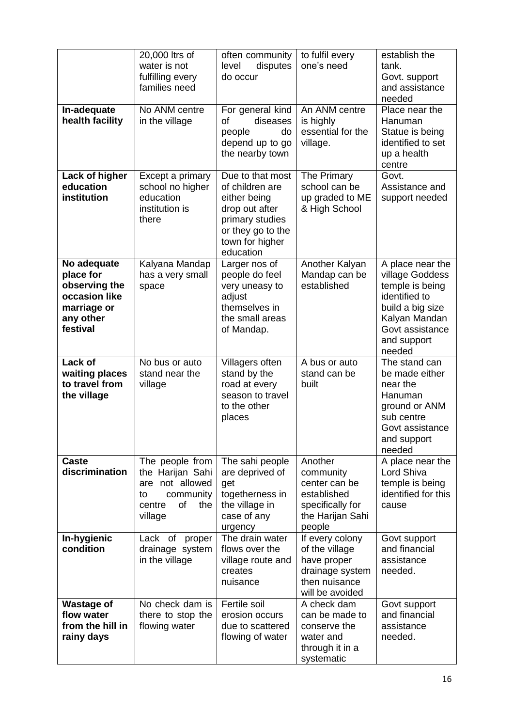| | | | | |
|---|---|---|---|---|
| | 20,000 ltrs of water is not fulfilling every families need | often community level disputes do occur | to fulfil every one's need | establish the tank. Govt. support and assistance needed |
| **In-adequate health facility** | No ANM centre in the village | For general kind of diseases people do depend up to go the nearby town | An ANM centre is highly essential for the village. | Place near the Hanuman Statue is being identified to set up a health centre |
| **Lack of higher education institution** | Except a primary school no higher education institution is there | Due to that most of children are either being drop out after primary studies or they go to the town for higher education | The Primary school can be up graded to ME & High School | Govt. Assistance and support needed |
| **No adequate place for observing the occasion like marriage or any other festival** | Kalyana Mandap has a very small space | Larger nos of people do feel very uneasy to adjust themselves in the small areas of Mandap. | Another Kalyan Mandap can be established | A place near the village Goddess temple is being identified to build a big size Kalyan Mandan Govt assistance and support needed |
| **Lack of waiting places to travel from the village** | No bus or auto stand near the village | Villagers often stand by the road at every season to travel to the other places | A bus or auto stand can be built | The stand can be made either near the Hanuman ground or ANM sub centre Govt assistance and support needed |
| **Caste discrimination** | The people from the Harijan Sahi are not allowed to community centre of the village | The sahi people are deprived of get togetherness in the village in case of any urgency | Another community center can be established specifically for the Harijan Sahi people | A place near the Lord Shiva temple is being identified for this cause |
| **In-hygienic condition** | Lack of proper drainage system in the village | The drain water flows over the village route and creates nuisance | If every colony of the village have proper drainage system then nuisance will be avoided | Govt support and financial assistance needed. |
| **Wastage of flow water from the hill in rainy days** | No check dam is there to stop the flowing water | Fertile soil erosion occurs due to scattered flowing of water | A check dam can be made to conserve the water and through it in a systematic | Govt support and financial assistance needed. |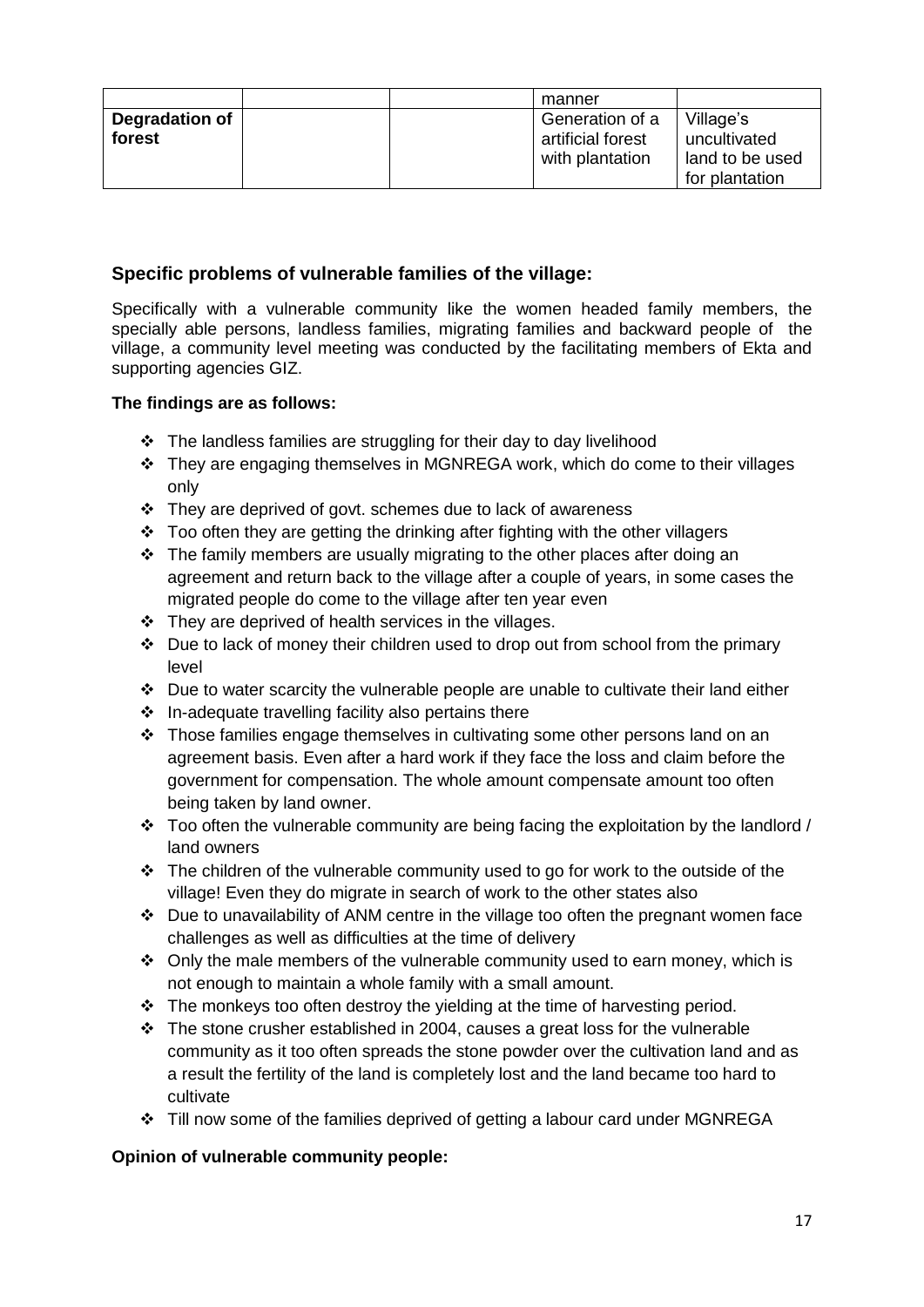|  |  |  | manner |  |
| --- | --- | --- | --- | --- |
| **Degradation of forest** |  |  | Generation of a artificial forest with plantation | Village's uncultivated land to be used for plantation |

## Specific problems of vulnerable families of the village:

Specifically with a vulnerable community like the women headed family members, the specially able persons, landless families, migrating families and backward people of the village, a community level meeting was conducted by the facilitating members of Ekta and supporting agencies GIZ.

**The findings are as follows:**

- The landless families are struggling for their day to day livelihood
- They are engaging themselves in MGNREGA work, which do come to their villages only
- They are deprived of govt. schemes due to lack of awareness
- Too often they are getting the drinking after fighting with the other villagers
- The family members are usually migrating to the other places after doing an agreement and return back to the village after a couple of years, in some cases the migrated people do come to the village after ten year even
- They are deprived of health services in the villages.
- Due to lack of money their children used to drop out from school from the primary level
- Due to water scarcity the vulnerable people are unable to cultivate their land either
- In-adequate travelling facility also pertains there
- Those families engage themselves in cultivating some other persons land on an agreement basis. Even after a hard work if they face the loss and claim before the government for compensation. The whole amount compensate amount too often being taken by land owner.
- Too often the vulnerable community are being facing the exploitation by the landlord / land owners
- The children of the vulnerable community used to go for work to the outside of the village! Even they do migrate in search of work to the other states also
- Due to unavailability of ANM centre in the village too often the pregnant women face challenges as well as difficulties at the time of delivery
- Only the male members of the vulnerable community used to earn money, which is not enough to maintain a whole family with a small amount.
- The monkeys too often destroy the yielding at the time of harvesting period.
- The stone crusher established in 2004, causes a great loss for the vulnerable community as it too often spreads the stone powder over the cultivation land and as a result the fertility of the land is completely lost and the land became too hard to cultivate
- Till now some of the families deprived of getting a labour card under MGNREGA

**Opinion of vulnerable community people:**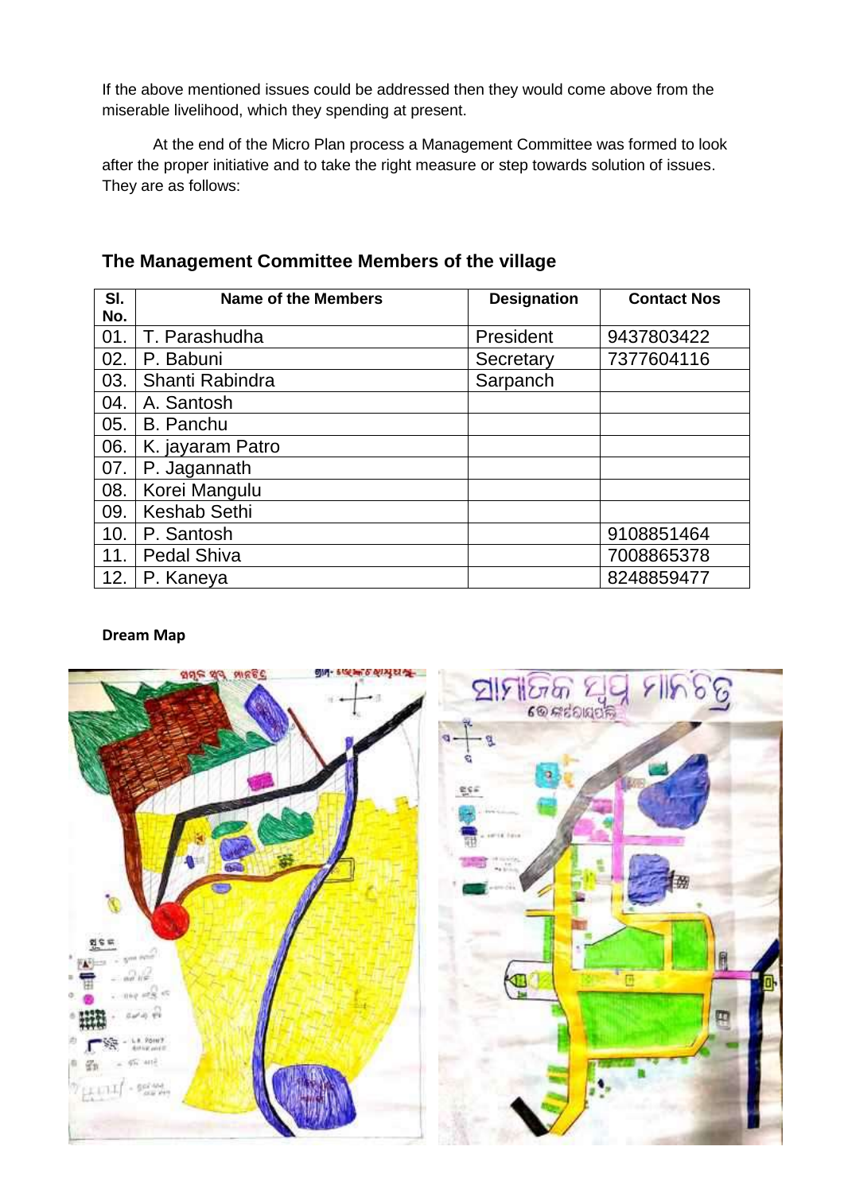If the above mentioned issues could be addressed then they would come above from the miserable livelihood, which they spending at present.

At the end of the Micro Plan process a Management Committee was formed to look after the proper initiative and to take the right measure or step towards solution of issues. They are as follows:

## The Management Committee Members of the village

| Sl. No. | Name of the Members | Designation | Contact Nos |
|---|---|---|---|
| 01. | T. Parashudha | President | 9437803422 |
| 02. | P. Babuni | Secretary | 7377604116 |
| 03. | Shanti Rabindra | Sarpanch | |
| 04. | A. Santosh | | |
| 05. | B. Panchu | | |
| 06. | K. jayaram Patro | | |
| 07. | P. Jagannath | | |
| 08. | Korei Mangulu | | |
| 09. | Keshab Sethi | | |
| 10. | P. Santosh | | 9108851464 |
| 11. | Pedal Shiva | | 7008865378 |
| 12. | P. Kaneya | | 8248859477 |

**Dream Map**